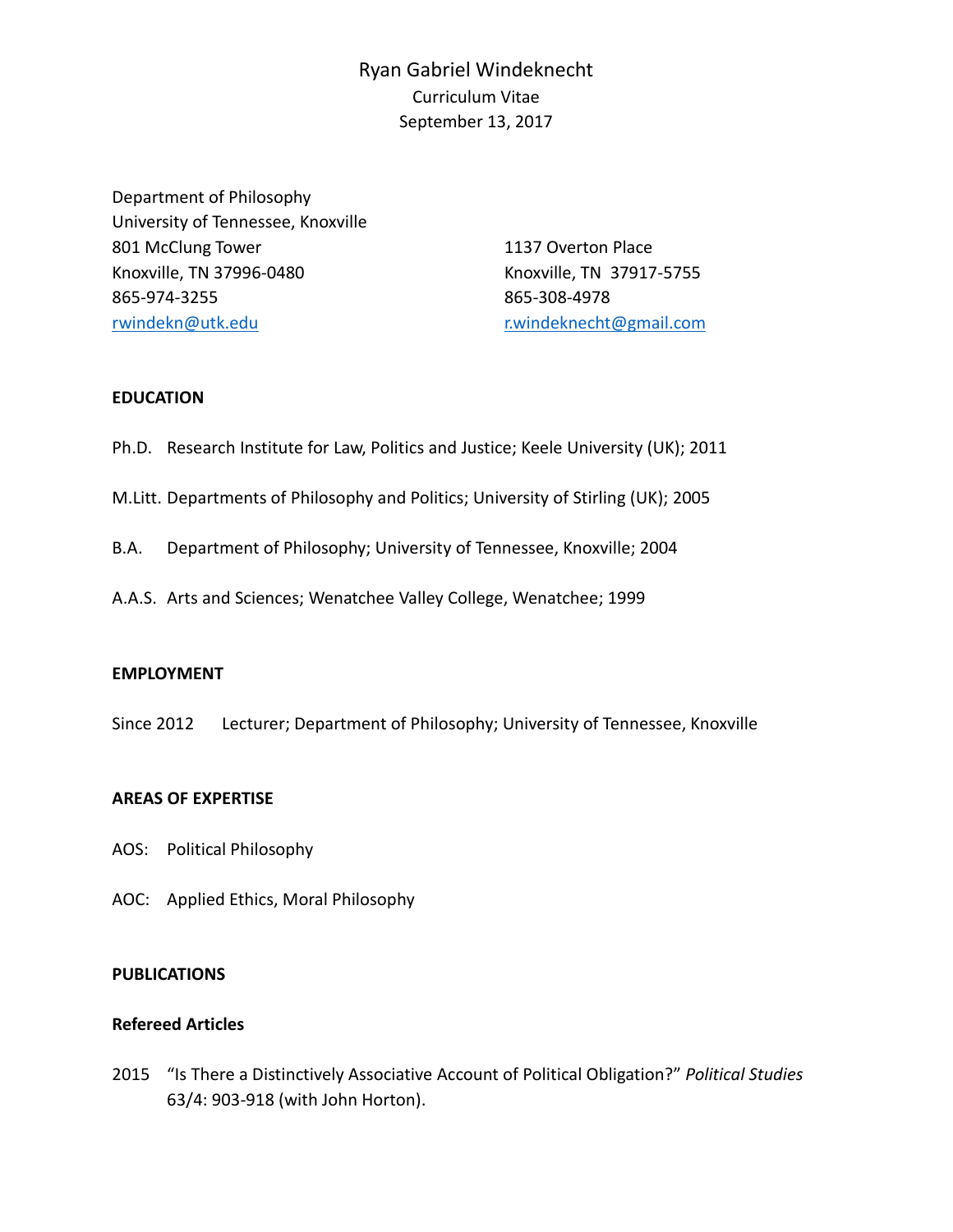# Ryan Gabriel Windeknecht

Curriculum Vitae

September 13, 2017

Department of Philosophy
University of Tennessee, Knoxville
801 McClung Tower
Knoxville, TN 37996-0480
865-974-3255
rwindekn@utk.edu

1137 Overton Place
Knoxville, TN 37917-5755
865-308-4978
r.windeknecht@gmail.com

## EDUCATION

Ph.D. Research Institute for Law, Politics and Justice; Keele University (UK); 2011

M.Litt. Departments of Philosophy and Politics; University of Stirling (UK); 2005

B.A. Department of Philosophy; University of Tennessee, Knoxville; 2004

A.A.S. Arts and Sciences; Wenatchee Valley College, Wenatchee; 1999

## EMPLOYMENT

Since 2012 Lecturer; Department of Philosophy; University of Tennessee, Knoxville

## AREAS OF EXPERTISE

AOS: Political Philosophy

AOC: Applied Ethics, Moral Philosophy

## PUBLICATIONS

### Refereed Articles

2015 "Is There a Distinctively Associative Account of Political Obligation?" *Political Studies* 63/4: 903-918 (with John Horton).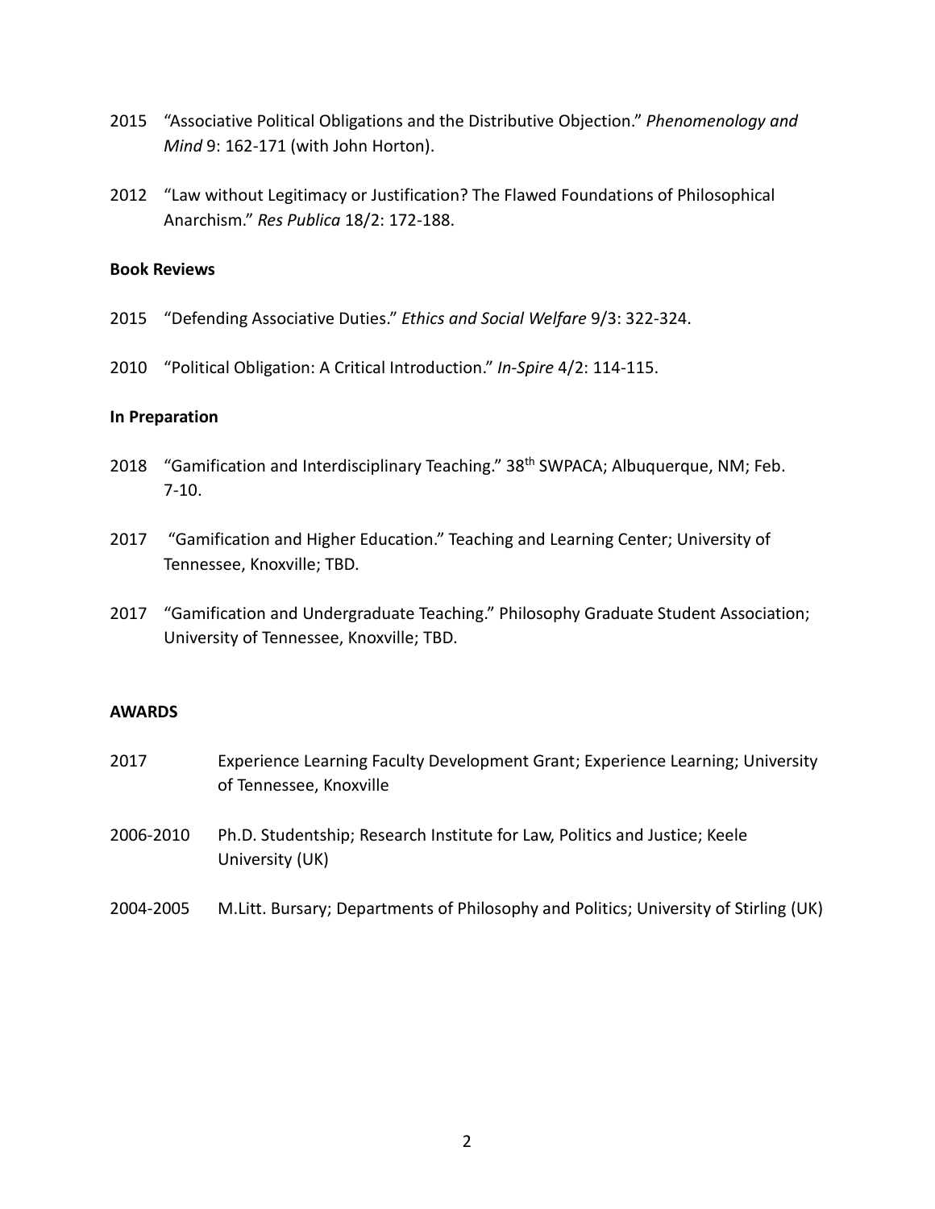2015 "Associative Political Obligations and the Distributive Objection." *Phenomenology and Mind* 9: 162-171 (with John Horton).

2012 "Law without Legitimacy or Justification? The Flawed Foundations of Philosophical Anarchism." *Res Publica* 18/2: 172-188.

**Book Reviews**

2015 "Defending Associative Duties." *Ethics and Social Welfare* 9/3: 322-324.

2010 "Political Obligation: A Critical Introduction." *In-Spire* 4/2: 114-115.

**In Preparation**

2018 "Gamification and Interdisciplinary Teaching." 38th SWPACA; Albuquerque, NM; Feb. 7-10.

2017 "Gamification and Higher Education." Teaching and Learning Center; University of Tennessee, Knoxville; TBD.

2017 "Gamification and Undergraduate Teaching." Philosophy Graduate Student Association; University of Tennessee, Knoxville; TBD.

## AWARDS

2017 Experience Learning Faculty Development Grant; Experience Learning; University of Tennessee, Knoxville

2006-2010 Ph.D. Studentship; Research Institute for Law, Politics and Justice; Keele University (UK)

2004-2005 M.Litt. Bursary; Departments of Philosophy and Politics; University of Stirling (UK)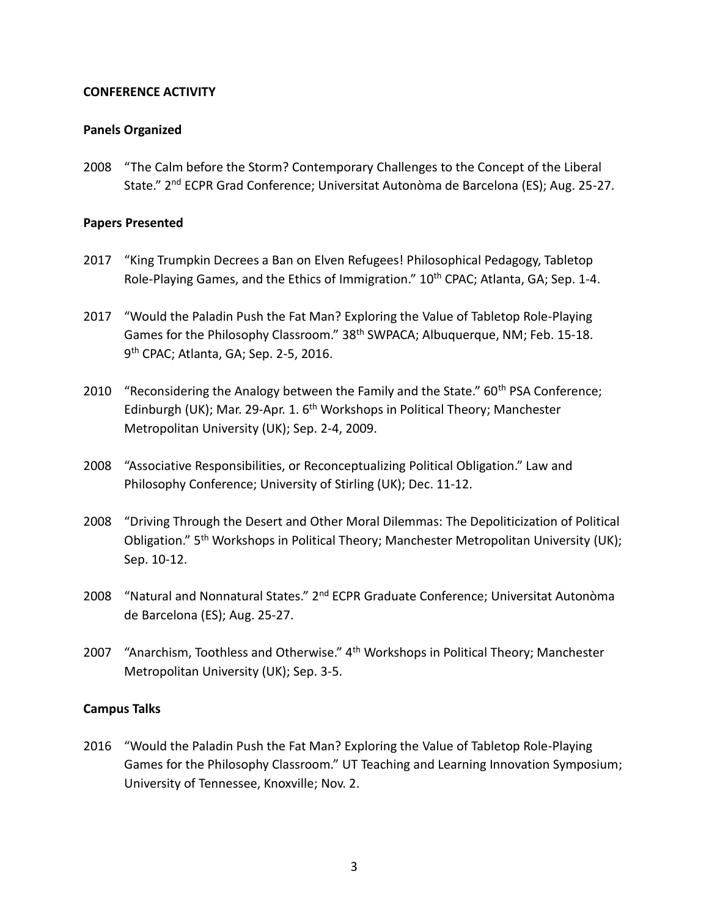## CONFERENCE ACTIVITY

### Panels Organized

2008 "The Calm before the Storm? Contemporary Challenges to the Concept of the Liberal State." 2nd ECPR Grad Conference; Universitat Autonòma de Barcelona (ES); Aug. 25-27.

### Papers Presented

2017 "King Trumpkin Decrees a Ban on Elven Refugees! Philosophical Pedagogy, Tabletop Role-Playing Games, and the Ethics of Immigration." 10th CPAC; Atlanta, GA; Sep. 1-4.

2017 "Would the Paladin Push the Fat Man? Exploring the Value of Tabletop Role-Playing Games for the Philosophy Classroom." 38th SWPACA; Albuquerque, NM; Feb. 15-18. 9th CPAC; Atlanta, GA; Sep. 2-5, 2016.

2010 "Reconsidering the Analogy between the Family and the State." 60th PSA Conference; Edinburgh (UK); Mar. 29-Apr. 1. 6th Workshops in Political Theory; Manchester Metropolitan University (UK); Sep. 2-4, 2009.

2008 "Associative Responsibilities, or Reconceptualizing Political Obligation." Law and Philosophy Conference; University of Stirling (UK); Dec. 11-12.

2008 "Driving Through the Desert and Other Moral Dilemmas: The Depoliticization of Political Obligation." 5th Workshops in Political Theory; Manchester Metropolitan University (UK); Sep. 10-12.

2008 "Natural and Nonnatural States." 2nd ECPR Graduate Conference; Universitat Autonòma de Barcelona (ES); Aug. 25-27.

2007 "Anarchism, Toothless and Otherwise." 4th Workshops in Political Theory; Manchester Metropolitan University (UK); Sep. 3-5.

### Campus Talks

2016 "Would the Paladin Push the Fat Man? Exploring the Value of Tabletop Role-Playing Games for the Philosophy Classroom." UT Teaching and Learning Innovation Symposium; University of Tennessee, Knoxville; Nov. 2.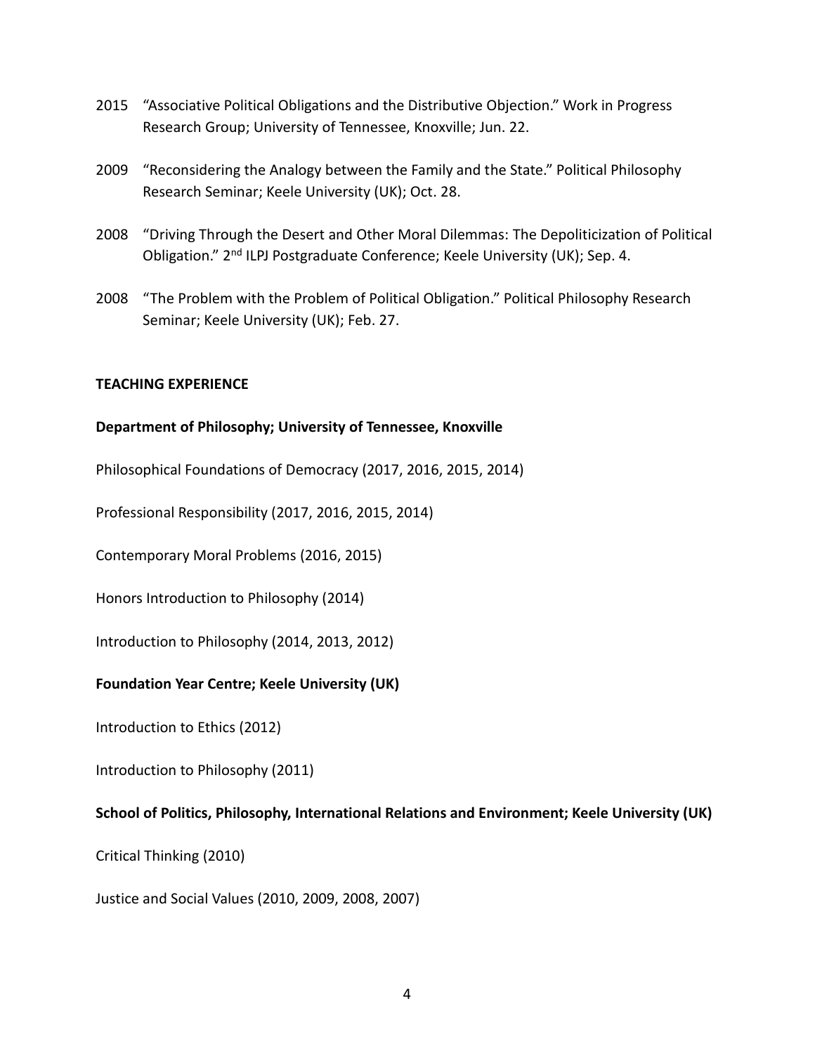2015 "Associative Political Obligations and the Distributive Objection." Work in Progress Research Group; University of Tennessee, Knoxville; Jun. 22.

2009 "Reconsidering the Analogy between the Family and the State." Political Philosophy Research Seminar; Keele University (UK); Oct. 28.

2008 "Driving Through the Desert and Other Moral Dilemmas: The Depoliticization of Political Obligation." 2nd ILPJ Postgraduate Conference; Keele University (UK); Sep. 4.

2008 "The Problem with the Problem of Political Obligation." Political Philosophy Research Seminar; Keele University (UK); Feb. 27.

## TEACHING EXPERIENCE

**Department of Philosophy; University of Tennessee, Knoxville**

Philosophical Foundations of Democracy (2017, 2016, 2015, 2014)

Professional Responsibility (2017, 2016, 2015, 2014)

Contemporary Moral Problems (2016, 2015)

Honors Introduction to Philosophy (2014)

Introduction to Philosophy (2014, 2013, 2012)

**Foundation Year Centre; Keele University (UK)**

Introduction to Ethics (2012)

Introduction to Philosophy (2011)

**School of Politics, Philosophy, International Relations and Environment; Keele University (UK)**

Critical Thinking (2010)

Justice and Social Values (2010, 2009, 2008, 2007)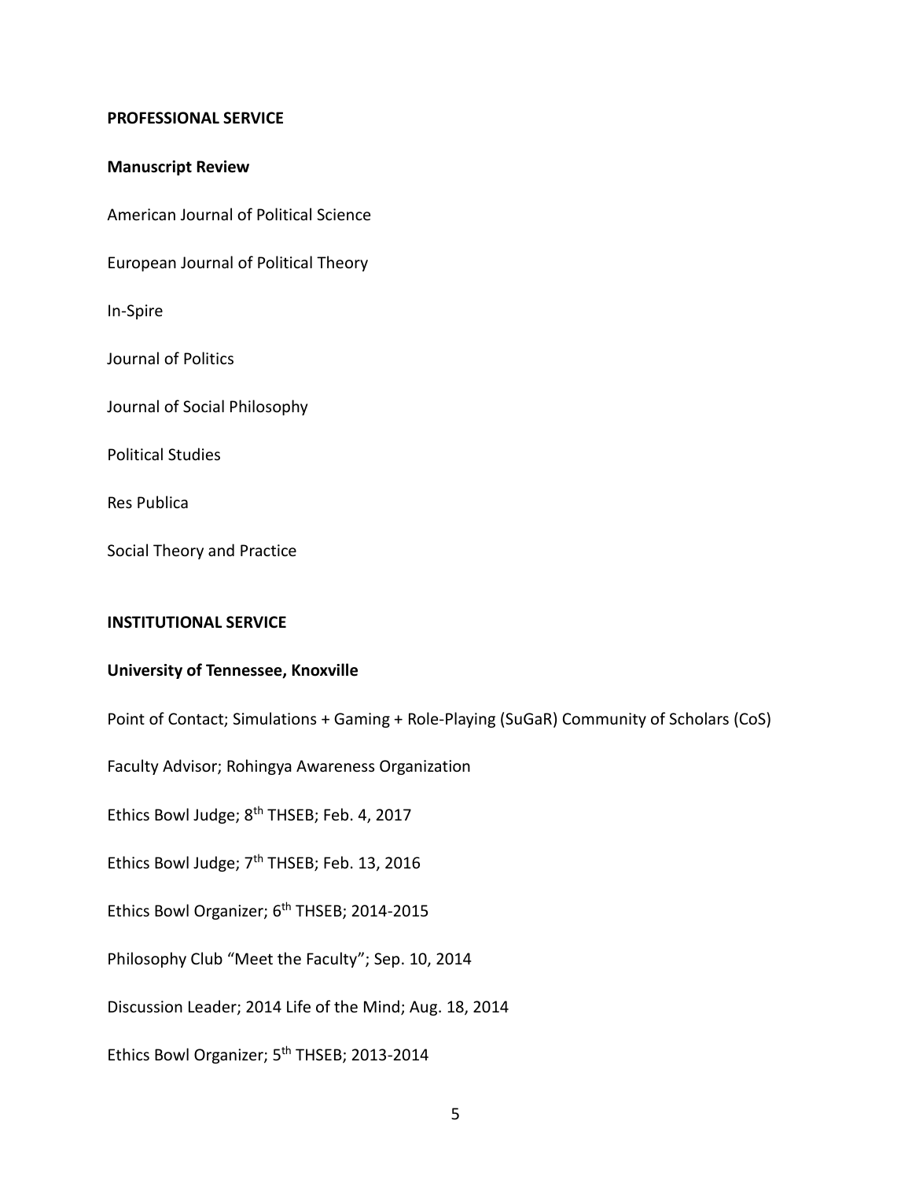**PROFESSIONAL SERVICE**

**Manuscript Review**

American Journal of Political Science

European Journal of Political Theory

In-Spire

Journal of Politics

Journal of Social Philosophy

Political Studies

Res Publica

Social Theory and Practice

**INSTITUTIONAL SERVICE**

**University of Tennessee, Knoxville**

Point of Contact; Simulations + Gaming + Role-Playing (SuGaR) Community of Scholars (CoS)

Faculty Advisor; Rohingya Awareness Organization

Ethics Bowl Judge; 8th THSEB; Feb. 4, 2017

Ethics Bowl Judge; 7th THSEB; Feb. 13, 2016

Ethics Bowl Organizer; 6th THSEB; 2014-2015

Philosophy Club "Meet the Faculty"; Sep. 10, 2014

Discussion Leader; 2014 Life of the Mind; Aug. 18, 2014

Ethics Bowl Organizer; 5th THSEB; 2013-2014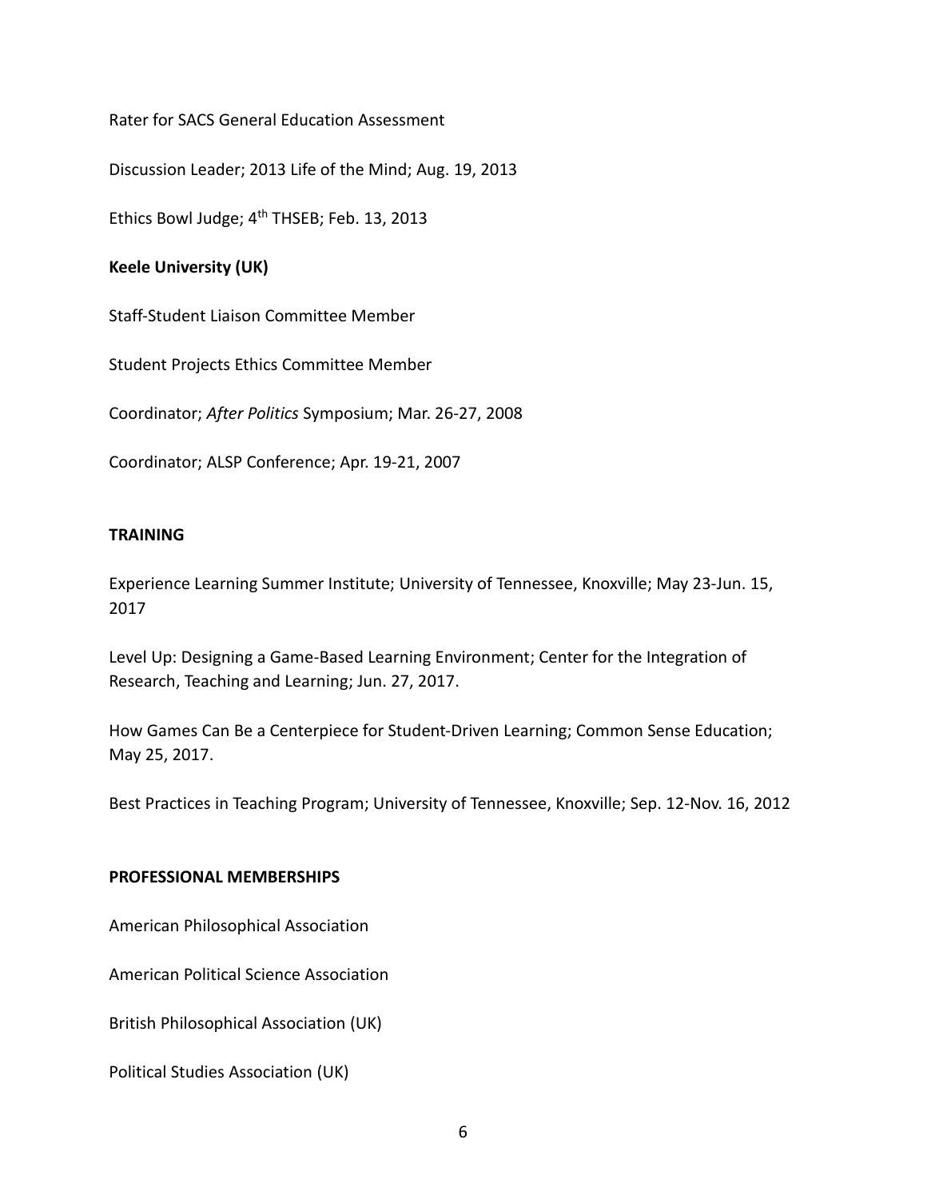Rater for SACS General Education Assessment

Discussion Leader; 2013 Life of the Mind; Aug. 19, 2013

Ethics Bowl Judge; 4th THSEB; Feb. 13, 2013

**Keele University (UK)**

Staff-Student Liaison Committee Member

Student Projects Ethics Committee Member

Coordinator; *After Politics* Symposium; Mar. 26-27, 2008

Coordinator; ALSP Conference; Apr. 19-21, 2007

## TRAINING

Experience Learning Summer Institute; University of Tennessee, Knoxville; May 23-Jun. 15, 2017

Level Up: Designing a Game-Based Learning Environment; Center for the Integration of Research, Teaching and Learning; Jun. 27, 2017.

How Games Can Be a Centerpiece for Student-Driven Learning; Common Sense Education; May 25, 2017.

Best Practices in Teaching Program; University of Tennessee, Knoxville; Sep. 12-Nov. 16, 2012

## PROFESSIONAL MEMBERSHIPS

American Philosophical Association

American Political Science Association

British Philosophical Association (UK)

Political Studies Association (UK)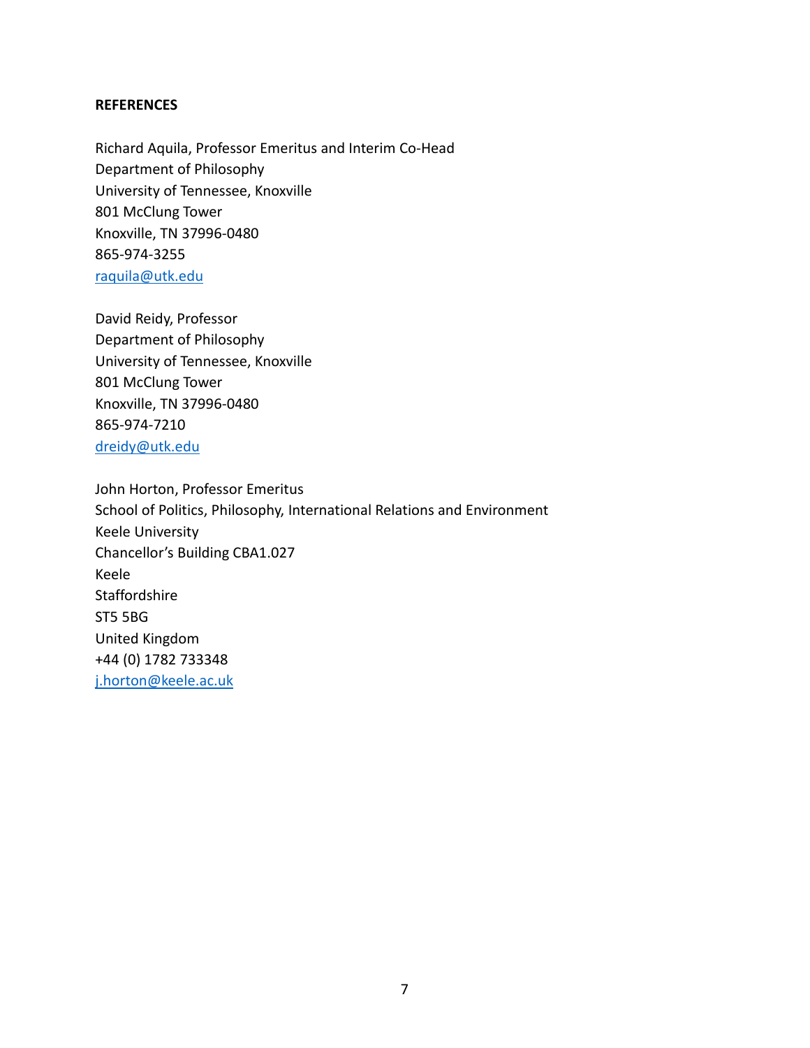**REFERENCES**

Richard Aquila, Professor Emeritus and Interim Co-Head
Department of Philosophy
University of Tennessee, Knoxville
801 McClung Tower
Knoxville, TN 37996-0480
865-974-3255
raquila@utk.edu

David Reidy, Professor
Department of Philosophy
University of Tennessee, Knoxville
801 McClung Tower
Knoxville, TN 37996-0480
865-974-7210
dreidy@utk.edu

John Horton, Professor Emeritus
School of Politics, Philosophy, International Relations and Environment
Keele University
Chancellor's Building CBA1.027
Keele
Staffordshire
ST5 5BG
United Kingdom
+44 (0) 1782 733348
j.horton@keele.ac.uk